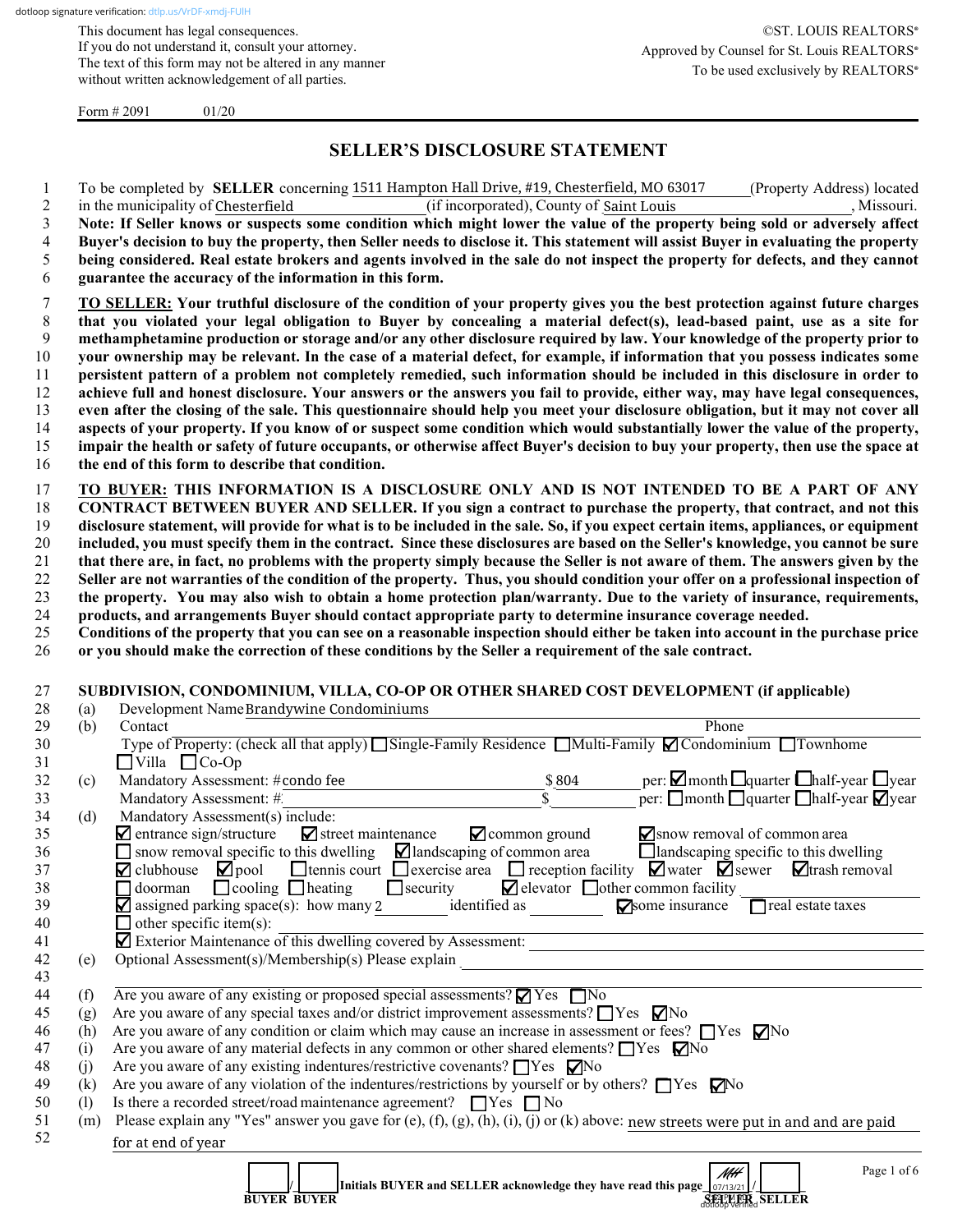dotloop signature verification: dtlp.us/VrDF-xmdj-FUlH

This document has legal consequences.
If you do not understand it, consult your attorney.
The text of this form may not be altered in any manner without written acknowledgement of all parties.

©ST. LOUIS REALTORS®
Approved by Counsel for St. Louis REALTORS®
To be used exclusively by REALTORS®

Form # 2091 01/20

# SELLER'S DISCLOSURE STATEMENT

1 To be completed by **SELLER** concerning 1511 Hampton Hall Drive, #19, Chesterfield, MO 63017 (Property Address) located
2 in the municipality of Chesterfield (if incorporated), County of Saint Louis, Missouri.
3 **Note: If Seller knows or suspects some condition which might lower the value of the property being sold or adversely affect**
4 **Buyer's decision to buy the property, then Seller needs to disclose it. This statement will assist Buyer in evaluating the property**
5 **being considered. Real estate brokers and agents involved in the sale do not inspect the property for defects, and they cannot**
6 **guarantee the accuracy of the information in this form.**

7 **TO SELLER: Your truthful disclosure of the condition of your property gives you the best protection against future charges**
8 **that you violated your legal obligation to Buyer by concealing a material defect(s), lead-based paint, use as a site for**
9 **methamphetamine production or storage and/or any other disclosure required by law. Your knowledge of the property prior to**
10 **your ownership may be relevant. In the case of a material defect, for example, if information that you possess indicates some**
11 **persistent pattern of a problem not completely remedied, such information should be included in this disclosure in order to**
12 **achieve full and honest disclosure. Your answers or the answers you fail to provide, either way, may have legal consequences,**
13 **even after the closing of the sale. This questionnaire should help you meet your disclosure obligation, but it may not cover all**
14 **aspects of your property. If you know of or suspect some condition which would substantially lower the value of the property,**
15 **impair the health or safety of future occupants, or otherwise affect Buyer's decision to buy your property, then use the space at**
16 **the end of this form to describe that condition.**

17 **TO BUYER: THIS INFORMATION IS A DISCLOSURE ONLY AND IS NOT INTENDED TO BE A PART OF ANY**
18 **CONTRACT BETWEEN BUYER AND SELLER. If you sign a contract to purchase the property, that contract, and not this**
19 **disclosure statement, will provide for what is to be included in the sale. So, if you expect certain items, appliances, or equipment**
20 **included, you must specify them in the contract. Since these disclosures are based on the Seller's knowledge, you cannot be sure**
21 **that there are, in fact, no problems with the property simply because the Seller is not aware of them. The answers given by the**
22 **Seller are not warranties of the condition of the property. Thus, you should condition your offer on a professional inspection of**
23 **the property. You may also wish to obtain a home protection plan/warranty. Due to the variety of insurance, requirements,**
24 **products, and arrangements Buyer should contact appropriate party to determine insurance coverage needed.**
25 **Conditions of the property that you can see on a reasonable inspection should either be taken into account in the purchase price**
26 **or you should make the correction of these conditions by the Seller a requirement of the sale contract.**

27 **SUBDIVISION, CONDOMINIUM, VILLA, CO-OP OR OTHER SHARED COST DEVELOPMENT (if applicable)**
28 (a) Development Name Brandywine Condominiums
29 (b) Contact ______ Phone ______
30 Type of Property: (check all that apply) ☐ Single-Family Residence ☐ Multi-Family ☑ Condominium ☐ Townhome
31 ☐ Villa ☐ Co-Op
32 (c) Mandatory Assessment: # condo fee $ 804 per: ☑ month ☐ quarter ☐ half-year ☐ year
33 Mandatory Assessment: # ______ $ ______ per: ☐ month ☐ quarter ☐ half-year ☑ year
34 (d) Mandatory Assessment(s) include:
35 ☑ entrance sign/structure ☑ street maintenance ☑ common ground ☑ snow removal of common area
36 ☐ snow removal specific to this dwelling ☑ landscaping of common area ☐ landscaping specific to this dwelling
37 ☑ clubhouse ☑ pool ☐ tennis court ☐ exercise area ☐ reception facility ☑ water ☑ sewer ☑ trash removal
38 ☐ doorman ☐ cooling ☐ heating ☐ security ☑ elevator ☐ other common facility ______
39 ☑ assigned parking space(s): how many 2 identified as ______ ☑ some insurance ☐ real estate taxes
40 ☐ other specific item(s): ______
41 ☑ Exterior Maintenance of this dwelling covered by Assessment: ______
42 (e) Optional Assessment(s)/Membership(s) Please explain ______
43
44 (f) Are you aware of any existing or proposed special assessments? ☑ Yes ☐ No
45 (g) Are you aware of any special taxes and/or district improvement assessments? ☐ Yes ☑ No
46 (h) Are you aware of any condition or claim which may cause an increase in assessment or fees? ☐ Yes ☑ No
47 (i) Are you aware of any material defects in any common or other shared elements? ☐ Yes ☑ No
48 (j) Are you aware of any existing indentures/restrictive covenants? ☐ Yes ☑ No
49 (k) Are you aware of any violation of the indentures/restrictions by yourself or by others? ☐ Yes ☑ No
50 (l) Is there a recorded street/road maintenance agreement? ☐ Yes ☐ No
51 (m) Please explain any "Yes" answer you gave for (e), (f), (g), (h), (i), (j) or (k) above: new streets were put in and and are paid
52 for at end of year

______/______ Initials BUYER and SELLER acknowledge they have read this page MH 07/13/21 /______
BUYER BUYER SELLER SELLER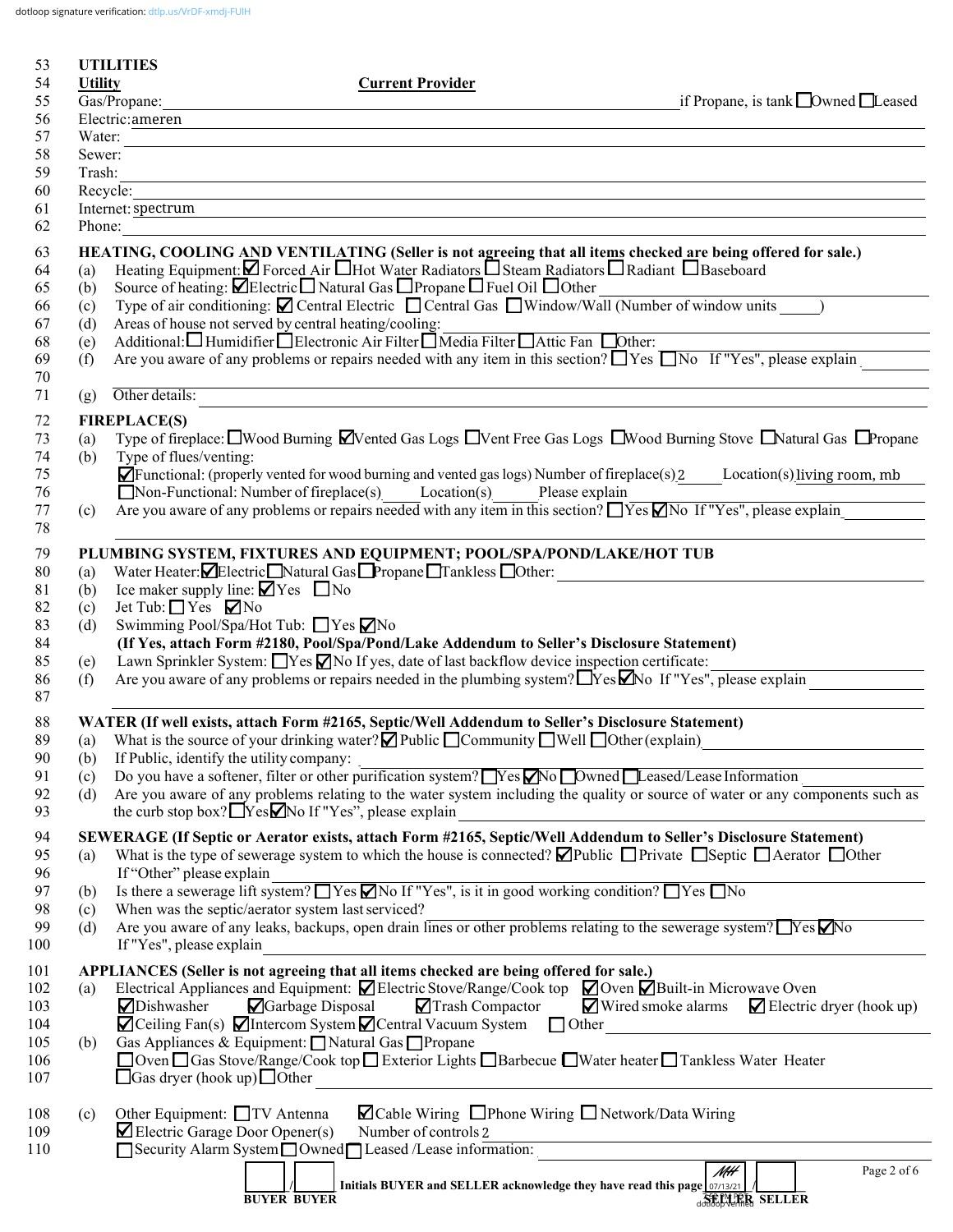dotloop signature verification: dtlp.us/VrDF-xmdj-FUlH

## UTILITIES

| Utility | Current Provider |
|---|---|
| Gas/Propane: | if Propane, is tank ☐Owned ☐Leased |
| Electric: | ameren |
| Water: | |
| Sewer: | |
| Trash: | |
| Recycle: | |
| Internet: | spectrum |
| Phone: | |

## HEATING, COOLING AND VENTILATING (Seller is not agreeing that all items checked are being offered for sale.)

(a) Heating Equipment: ☑ Forced Air ☐Hot Water Radiators ☐ Steam Radiators ☐ Radiant ☐Baseboard

(b) Source of heating: ☑Electric ☐ Natural Gas ☐Propane ☐ Fuel Oil ☐Other

(c) Type of air conditioning: ☑ Central Electric ☐ Central Gas ☐Window/Wall (Number of window units \_\_\_\_\_)

(d) Areas of house not served by central heating/cooling:

(e) Additional: ☐ Humidifier ☐Electronic Air Filter ☐ Media Filter ☐Attic Fan ☐Other:

(f) Are you aware of any problems or repairs needed with any item in this section? ☐Yes ☐No If "Yes", please explain

(g) Other details:

## FIREPLACE(S)

(a) Type of fireplace: ☐Wood Burning ☑Vented Gas Logs ☐Vent Free Gas Logs ☐Wood Burning Stove ☐Natural Gas ☐Propane

(b) Type of flues/venting:

☑Functional: (properly vented for wood burning and vented gas logs) Number of fireplace(s) 2 Location(s) living room, mb

☐Non-Functional: Number of fireplace(s)\_\_\_\_\_ Location(s)\_\_\_\_\_ Please explain

(c) Are you aware of any problems or repairs needed with any item in this section? ☐Yes ☑No If "Yes", please explain

## PLUMBING SYSTEM, FIXTURES AND EQUIPMENT; POOL/SPA/POND/LAKE/HOT TUB

(a) Water Heater: ☑Electric ☐Natural Gas ☐Propane ☐Tankless ☐Other:

(b) Ice maker supply line: ☑Yes ☐No

(c) Jet Tub: ☐ Yes ☑No

(d) Swimming Pool/Spa/Hot Tub: ☐Yes ☑No

**(If Yes, attach Form #2180, Pool/Spa/Pond/Lake Addendum to Seller's Disclosure Statement)**

(e) Lawn Sprinkler System: ☐Yes ☑No If yes, date of last backflow device inspection certificate:

(f) Are you aware of any problems or repairs needed in the plumbing system? ☐Yes ☑No If "Yes", please explain

## WATER (If well exists, attach Form #2165, Septic/Well Addendum to Seller's Disclosure Statement)

(a) What is the source of your drinking water? ☑ Public ☐Community ☐Well ☐Other (explain)

(b) If Public, identify the utility company:

(c) Do you have a softener, filter or other purification system? ☐Yes ☑No ☐Owned ☐Leased/Lease Information

(d) Are you aware of any problems relating to the water system including the quality or source of water or any components such as the curb stop box? ☐Yes ☑No If "Yes", please explain

## SEWERAGE (If Septic or Aerator exists, attach Form #2165, Septic/Well Addendum to Seller's Disclosure Statement)

(a) What is the type of sewerage system to which the house is connected? ☑Public ☐Private ☐Septic ☐Aerator ☐Other

If "Other" please explain

(b) Is there a sewerage lift system? ☐Yes ☑No If "Yes", is it in good working condition? ☐Yes ☐No

(c) When was the septic/aerator system last serviced?

(d) Are you aware of any leaks, backups, open drain lines or other problems relating to the sewerage system? ☐Yes ☑No

If "Yes", please explain

## APPLIANCES (Seller is not agreeing that all items checked are being offered for sale.)

(a) Electrical Appliances and Equipment: ☑ Electric Stove/Range/Cook top ☑ Oven ☑ Built-in Microwave Oven

☑Dishwasher ☑Garbage Disposal ☑Trash Compactor ☑Wired smoke alarms ☑ Electric dryer (hook up)

☑Ceiling Fan(s) ☑Intercom System ☑Central Vacuum System ☐ Other

(b) Gas Appliances & Equipment: ☐ Natural Gas ☐Propane

☐Oven ☐Gas Stove/Range/Cook top ☐ Exterior Lights ☐Barbecue ☐Water heater ☐ Tankless Water Heater

☐Gas dryer (hook up) ☐Other

(c) Other Equipment: ☐TV Antenna ☑Cable Wiring ☐Phone Wiring ☐ Network/Data Wiring

☑ Electric Garage Door Opener(s) Number of controls 2

☐Security Alarm System ☐Owned ☐ Leased /Lease information:

\_\_\_\_ / \_\_\_\_ Initials BUYER and SELLER acknowledge they have read this page MH 07/13/21 / \_\_\_\_

BUYER BUYER SELLER SELLER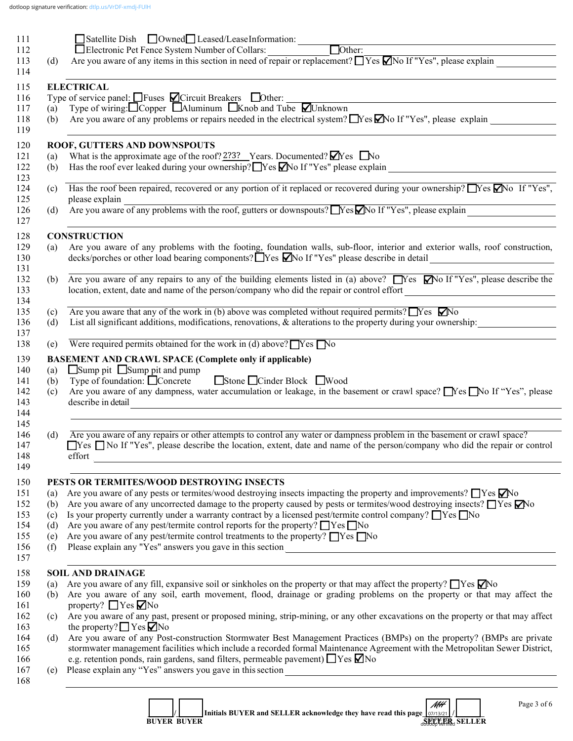111 ☐ Satellite Dish ☐ Owned ☐ Leased/Lease Information: ______

112 ☐ Electronic Pet Fence System Number of Collars: ______ ☐ Other: ______

113 (d) Are you aware of any items in this section in need of repair or replacement? ☐ Yes ☑ No If "Yes", please explain ______

114

## ELECTRICAL

116 Type of service panel: ☐ Fuses ☑ Circuit Breakers ☐ Other: ______

117 (a) Type of wiring: ☐ Copper ☐ Aluminum ☐ Knob and Tube ☑ Unknown

118 (b) Are you aware of any problems or repairs needed in the electrical system? ☐ Yes ☑ No If "Yes", please explain ______

119

## ROOF, GUTTERS AND DOWNSPOUTS

121 (a) What is the approximate age of the roof? 2?3? Years. Documented? ☑ Yes ☐ No

122 (b) Has the roof ever leaked during your ownership? ☐ Yes ☑ No If "Yes" please explain ______

123

124 (c) Has the roof been repaired, recovered or any portion of it replaced or recovered during your ownership? ☐ Yes ☑ No If "Yes",
125 please explain ______

126 (d) Are you aware of any problems with the roof, gutters or downspouts? ☐ Yes ☑ No If "Yes", please explain ______

127

## CONSTRUCTION

129 (a) Are you aware of any problems with the footing, foundation walls, sub-floor, interior and exterior walls, roof construction,
130 decks/porches or other load bearing components? ☐ Yes ☑ No If "Yes" please describe in detail ______

131

132 (b) Are you aware of any repairs to any of the building elements listed in (a) above? ☐ Yes ☑ No If "Yes", please describe the
133 location, extent, date and name of the person/company who did the repair or control effort ______

134

135 (c) Are you aware that any of the work in (b) above was completed without required permits? ☐ Yes ☑ No

136 (d) List all significant additions, modifications, renovations, & alterations to the property during your ownership: ______

137

138 (e) Were required permits obtained for the work in (d) above? ☐ Yes ☐ No

## BASEMENT AND CRAWL SPACE (Complete only if applicable)

140 (a) ☐ Sump pit ☐ Sump pit and pump

141 (b) Type of foundation: ☐ Concrete ☐ Stone ☐ Cinder Block ☐ Wood

142 (c) Are you aware of any dampness, water accumulation or leakage, in the basement or crawl space? ☐ Yes ☐ No If "Yes", please
143 describe in detail ______

144

145

146 (d) Are you aware of any repairs or other attempts to control any water or dampness problem in the basement or crawl space?
147 ☐ Yes ☐ No If "Yes", please describe the location, extent, date and name of the person/company who did the repair or control
148 effort ______

149

## PESTS OR TERMITES/WOOD DESTROYING INSECTS

151 (a) Are you aware of any pests or termites/wood destroying insects impacting the property and improvements? ☐ Yes ☑ No

152 (b) Are you aware of any uncorrected damage to the property caused by pests or termites/wood destroying insects? ☐ Yes ☑ No

153 (c) Is your property currently under a warranty contract by a licensed pest/termite control company? ☐ Yes ☐ No

154 (d) Are you aware of any pest/termite control reports for the property? ☐ Yes ☐ No

155 (e) Are you aware of any pest/termite control treatments to the property? ☐ Yes ☐ No

156 (f) Please explain any "Yes" answers you gave in this section ______

157

## SOIL AND DRAINAGE

159 (a) Are you aware of any fill, expansive soil or sinkholes on the property or that may affect the property? ☐ Yes ☑ No

160 (b) Are you aware of any soil, earth movement, flood, drainage or grading problems on the property or that may affect the
161 property? ☐ Yes ☑ No

162 (c) Are you aware of any past, present or proposed mining, strip-mining, or any other excavations on the property or that may affect
163 the property? ☐ Yes ☑ No

164 (d) Are you aware of any Post-construction Stormwater Best Management Practices (BMPs) on the property? (BMPs are private
165 stormwater management facilities which include a recorded formal Maintenance Agreement with the Metropolitan Sewer District,
166 e.g. retention ponds, rain gardens, sand filters, permeable pavement) ☐ Yes ☑ No

167 (e) Please explain any "Yes" answers you gave in this section ______

168

______ / ______ Initials BUYER and SELLER acknowledge they have read this page MH 07/13/21 / ______

BUYER BUYER SELLER SELLER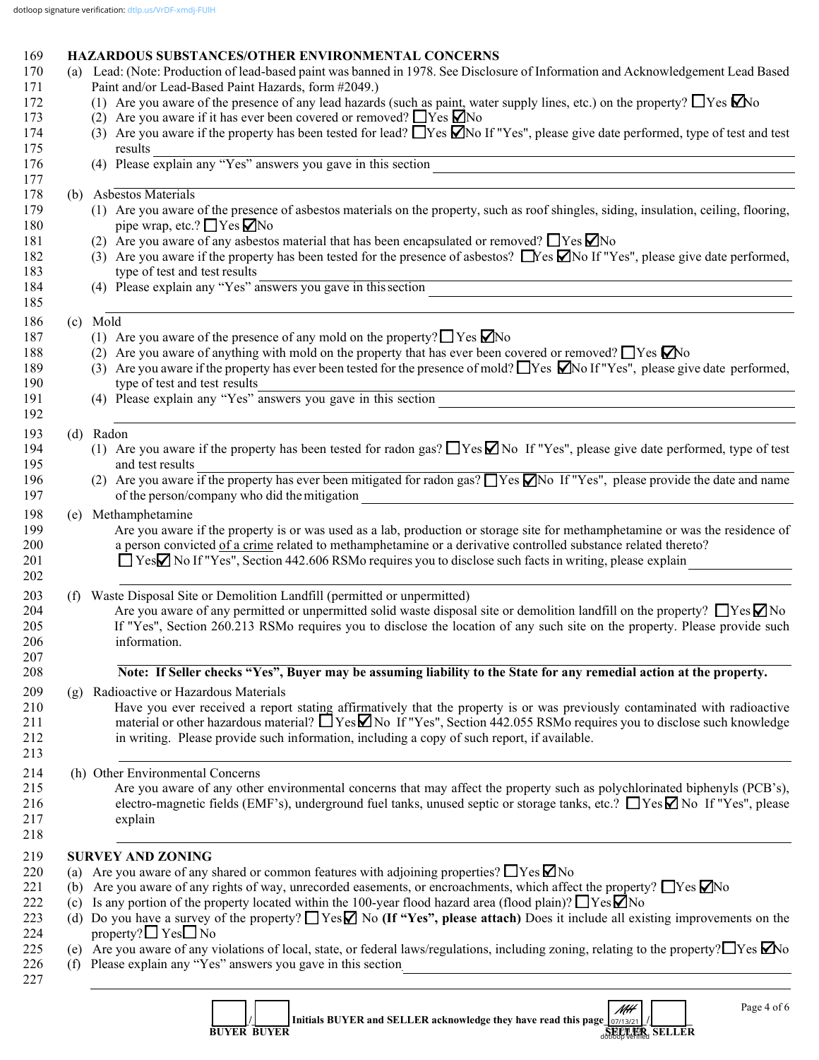dotloop signature verification: dtlp.us/VrDF-xmdj-FUlH

## HAZARDOUS SUBSTANCES/OTHER ENVIRONMENTAL CONCERNS

(a) Lead: (Note: Production of lead-based paint was banned in 1978. See Disclosure of Information and Acknowledgement Lead Based Paint and/or Lead-Based Paint Hazards, form #2049.)

(1) Are you aware of the presence of any lead hazards (such as paint, water supply lines, etc.) on the property? ☐ Yes ☑ No

(2) Are you aware if it has ever been covered or removed? ☐ Yes ☑ No

(3) Are you aware if the property has been tested for lead? ☐ Yes ☑ No If "Yes", please give date performed, type of test and test results ______

(4) Please explain any "Yes" answers you gave in this section ______

(b) Asbestos Materials

(1) Are you aware of the presence of asbestos materials on the property, such as roof shingles, siding, insulation, ceiling, flooring, pipe wrap, etc.? ☐ Yes ☑ No

(2) Are you aware of any asbestos material that has been encapsulated or removed? ☐ Yes ☑ No

(3) Are you aware if the property has been tested for the presence of asbestos? ☐ Yes ☑ No If "Yes", please give date performed, type of test and test results ______

(4) Please explain any "Yes" answers you gave in this section ______

(c) Mold

(1) Are you aware of the presence of any mold on the property? ☐ Yes ☑ No

(2) Are you aware of anything with mold on the property that has ever been covered or removed? ☐ Yes ☑ No

(3) Are you aware if the property has ever been tested for the presence of mold? ☐ Yes ☑ No If "Yes", please give date performed, type of test and test results ______

(4) Please explain any "Yes" answers you gave in this section ______

(d) Radon

(1) Are you aware if the property has been tested for radon gas? ☐ Yes ☑ No If "Yes", please give date performed, type of test and test results ______

(2) Are you aware if the property has ever been mitigated for radon gas? ☐ Yes ☑ No If "Yes", please provide the date and name of the person/company who did the mitigation ______

(e) Methamphetamine

Are you aware if the property is or was used as a lab, production or storage site for methamphetamine or was the residence of a person convicted of a crime related to methamphetamine or a derivative controlled substance related thereto?
☐ Yes ☑ No If "Yes", Section 442.606 RSMo requires you to disclose such facts in writing, please explain ______

(f) Waste Disposal Site or Demolition Landfill (permitted or unpermitted)

Are you aware of any permitted or unpermitted solid waste disposal site or demolition landfill on the property? ☐ Yes ☑ No If "Yes", Section 260.213 RSMo requires you to disclose the location of any such site on the property. Please provide such information.

**Note: If Seller checks "Yes", Buyer may be assuming liability to the State for any remedial action at the property.**

(g) Radioactive or Hazardous Materials

Have you ever received a report stating affirmatively that the property is or was previously contaminated with radioactive material or other hazardous material? ☐ Yes ☑ No If "Yes", Section 442.055 RSMo requires you to disclose such knowledge in writing. Please provide such information, including a copy of such report, if available.

(h) Other Environmental Concerns

Are you aware of any other environmental concerns that may affect the property such as polychlorinated biphenyls (PCB's), electro-magnetic fields (EMF's), underground fuel tanks, unused septic or storage tanks, etc.? ☐ Yes ☑ No If "Yes", please explain ______

## SURVEY AND ZONING

(a) Are you aware of any shared or common features with adjoining properties? ☐ Yes ☑ No

(b) Are you aware of any rights of way, unrecorded easements, or encroachments, which affect the property? ☐ Yes ☑ No

(c) Is any portion of the property located within the 100-year flood hazard area (flood plain)? ☐ Yes ☑ No

(d) Do you have a survey of the property? ☐ Yes ☑ No **(If "Yes", please attach)** Does it include all existing improvements on the property? ☐ Yes ☐ No

(e) Are you aware of any violations of local, state, or federal laws/regulations, including zoning, relating to the property? ☐ Yes ☑ No

(f) Please explain any "Yes" answers you gave in this section ______

______ / ______ Initials BUYER and SELLER acknowledge they have read this page MH 07/13/21 dotloop verified / ______

BUYER BUYER SELLER SELLER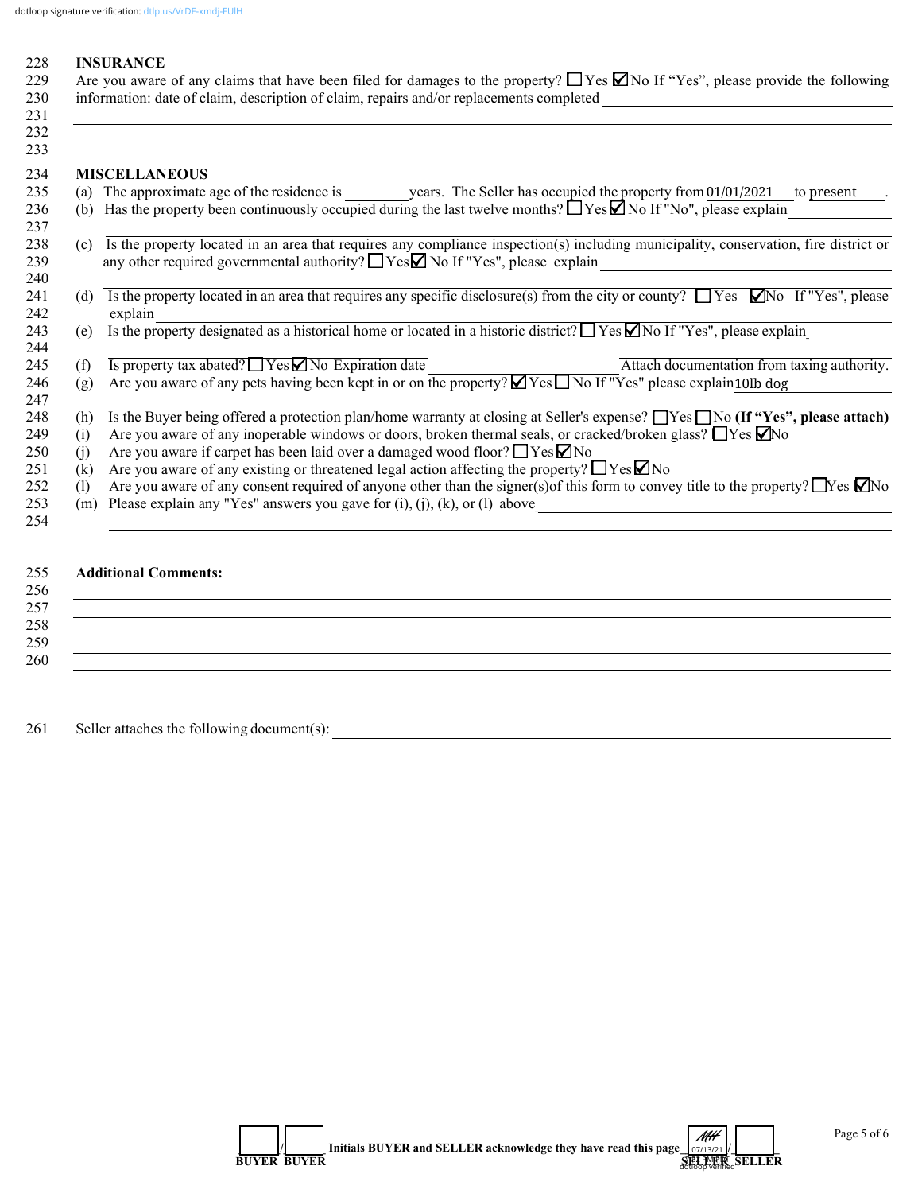dotloop signature verification: dtlp.us/VrDF-xmdj-FUlH

## INSURANCE

Are you aware of any claims that have been filed for damages to the property? ☐ Yes ☑ No If "Yes", please provide the following information: date of claim, description of claim, repairs and/or replacements completed

## MISCELLANEOUS

(a) The approximate age of the residence is ________ years. The Seller has occupied the property from 01/01/2021 to present .

(b) Has the property been continuously occupied during the last twelve months? ☐ Yes ☑ No If "No", please explain

(c) Is the property located in an area that requires any compliance inspection(s) including municipality, conservation, fire district or any other required governmental authority? ☐ Yes ☑ No If "Yes", please explain

(d) Is the property located in an area that requires any specific disclosure(s) from the city or county? ☐ Yes ☑ No If "Yes", please explain

(e) Is the property designated as a historical home or located in a historic district? ☐ Yes ☑ No If "Yes", please explain

(f) Is property tax abated? ☐ Yes ☑ No Expiration date ________ Attach documentation from taxing authority.

(g) Are you aware of any pets having been kept in or on the property? ☑ Yes ☐ No If "Yes" please explain 10lb dog

(h) Is the Buyer being offered a protection plan/home warranty at closing at Seller's expense? ☐ Yes ☐ No **(If "Yes", please attach)**

(i) Are you aware of any inoperable windows or doors, broken thermal seals, or cracked/broken glass? ☐ Yes ☑ No

(j) Are you aware if carpet has been laid over a damaged wood floor? ☐ Yes ☑ No

(k) Are you aware of any existing or threatened legal action affecting the property? ☐ Yes ☑ No

(l) Are you aware of any consent required of anyone other than the signer(s) of this form to convey title to the property? ☐ Yes ☑ No

(m) Please explain any "Yes" answers you gave for (i), (j), (k), or (l) above

**Additional Comments:**

Seller attaches the following document(s):

____/____ Initials BUYER and SELLER acknowledge they have read this page MH 07/13/21 dotloop verified /____

**BUYER BUYER SELLER SELLER**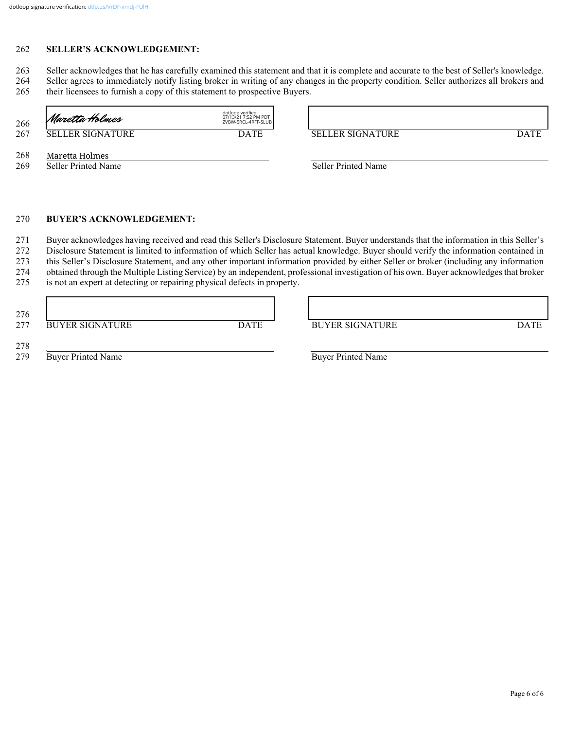dotloop signature verification: dtlp.us/VrDF-xmdj-FUlH

262 **SELLER'S ACKNOWLEDGEMENT:**

263 Seller acknowledges that he has carefully examined this statement and that it is complete and accurate to the best of Seller's knowledge.
264 Seller agrees to immediately notify listing broker in writing of any changes in the property condition. Seller authorizes all brokers and
265 their licensees to furnish a copy of this statement to prospective Buyers.

266 Maretta Holmes — dotloop verified 07/13/21 7:52 PM PDT ZVBW-5RCL-4RFF-SLUB

267 SELLER SIGNATURE DATE — SELLER SIGNATURE DATE

268 Maretta Holmes

269 Seller Printed Name — Seller Printed Name

270 **BUYER'S ACKNOWLEDGEMENT:**

271 Buyer acknowledges having received and read this Seller's Disclosure Statement. Buyer understands that the information in this Seller's
272 Disclosure Statement is limited to information of which Seller has actual knowledge. Buyer should verify the information contained in
273 this Seller's Disclosure Statement, and any other important information provided by either Seller or broker (including any information
274 obtained through the Multiple Listing Service) by an independent, professional investigation of his own. Buyer acknowledges that broker
275 is not an expert at detecting or repairing physical defects in property.

276

277 BUYER SIGNATURE DATE — BUYER SIGNATURE DATE

278

279 Buyer Printed Name — Buyer Printed Name